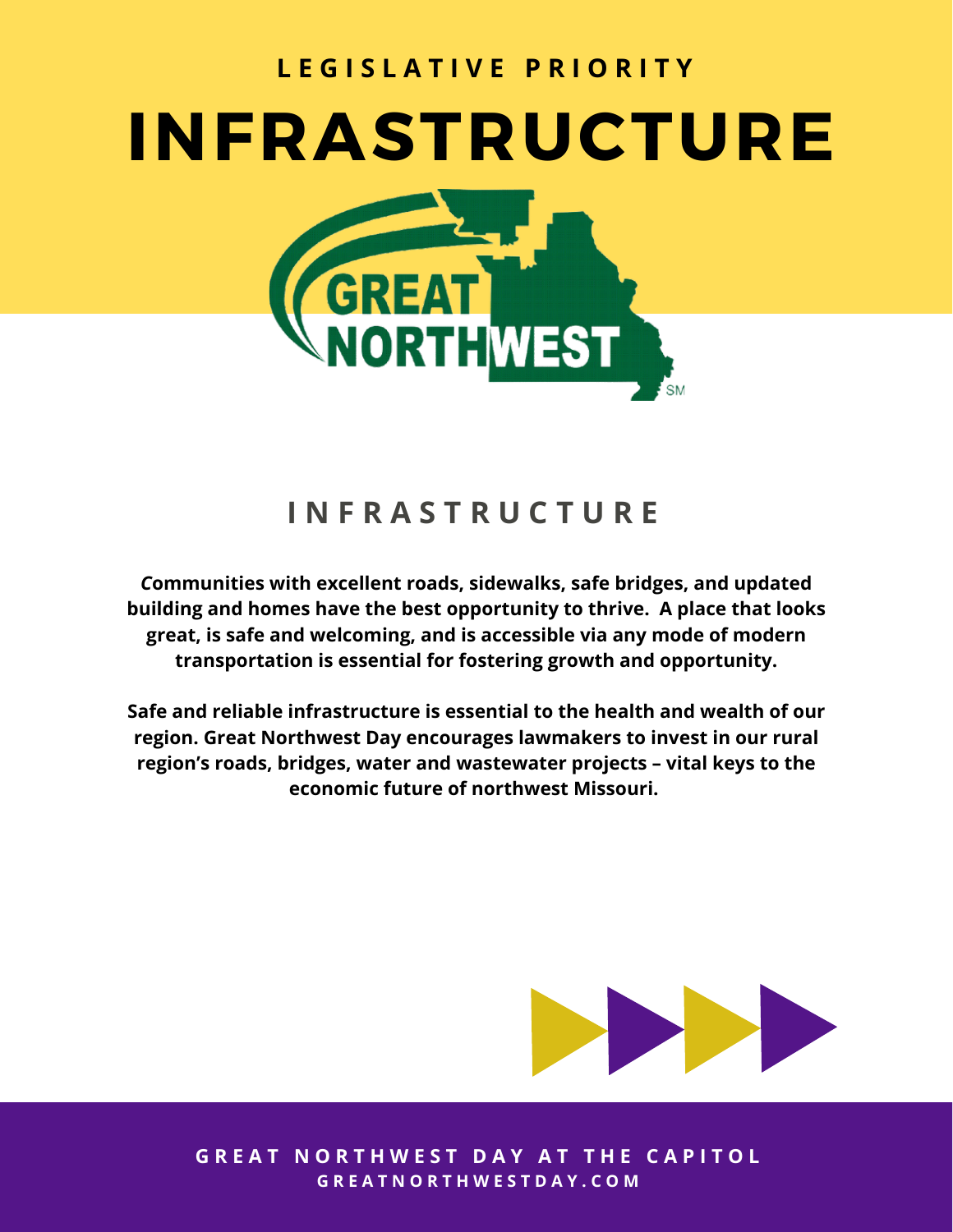LEGISLATIVE PRIORITY

# INFRASTRUCTURE

GREAT NORTHWEST

## INFRASTRUCTURE

**Communities with excellent roads, sidewalks, safe bridges, and updated building and homes have the best opportunity to thrive. A place that looks great, is safe and welcoming, and is accessible via any mode of modern transportation is essential for fostering growth and opportunity.**

**Safe and reliable infrastructure is essential to the health and wealth of our region. Great Northwest Day encourages lawmakers to invest in our rural region's roads, bridges, water and wastewater projects – vital keys to the economic future of northwest Missouri.**

GREAT NORTHWEST DAY AT THE CAPITOL
GREATNORTHWESTDAY.COM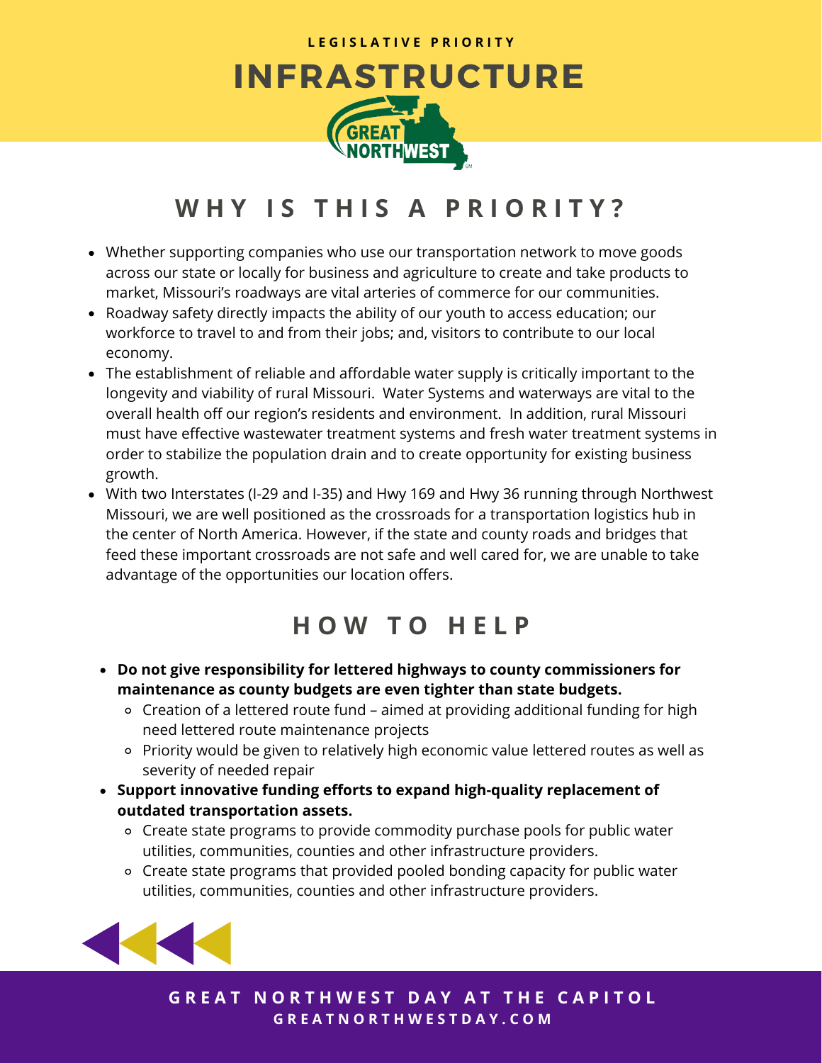LEGISLATIVE PRIORITY

# INFRASTRUCTURE

## WHY IS THIS A PRIORITY?

- Whether supporting companies who use our transportation network to move goods across our state or locally for business and agriculture to create and take products to market, Missouri's roadways are vital arteries of commerce for our communities.
- Roadway safety directly impacts the ability of our youth to access education; our workforce to travel to and from their jobs; and, visitors to contribute to our local economy.
- The establishment of reliable and affordable water supply is critically important to the longevity and viability of rural Missouri. Water Systems and waterways are vital to the overall health off our region's residents and environment. In addition, rural Missouri must have effective wastewater treatment systems and fresh water treatment systems in order to stabilize the population drain and to create opportunity for existing business growth.
- With two Interstates (I-29 and I-35) and Hwy 169 and Hwy 36 running through Northwest Missouri, we are well positioned as the crossroads for a transportation logistics hub in the center of North America. However, if the state and county roads and bridges that feed these important crossroads are not safe and well cared for, we are unable to take advantage of the opportunities our location offers.

## HOW TO HELP

- **Do not give responsibility for lettered highways to county commissioners for maintenance as county budgets are even tighter than state budgets.**
  - Creation of a lettered route fund – aimed at providing additional funding for high need lettered route maintenance projects
  - Priority would be given to relatively high economic value lettered routes as well as severity of needed repair
- **Support innovative funding efforts to expand high-quality replacement of outdated transportation assets.**
  - Create state programs to provide commodity purchase pools for public water utilities, communities, counties and other infrastructure providers.
  - Create state programs that provided pooled bonding capacity for public water utilities, communities, counties and other infrastructure providers.

GREAT NORTHWEST DAY AT THE CAPITOL
GREATNORTHWESTDAY.COM